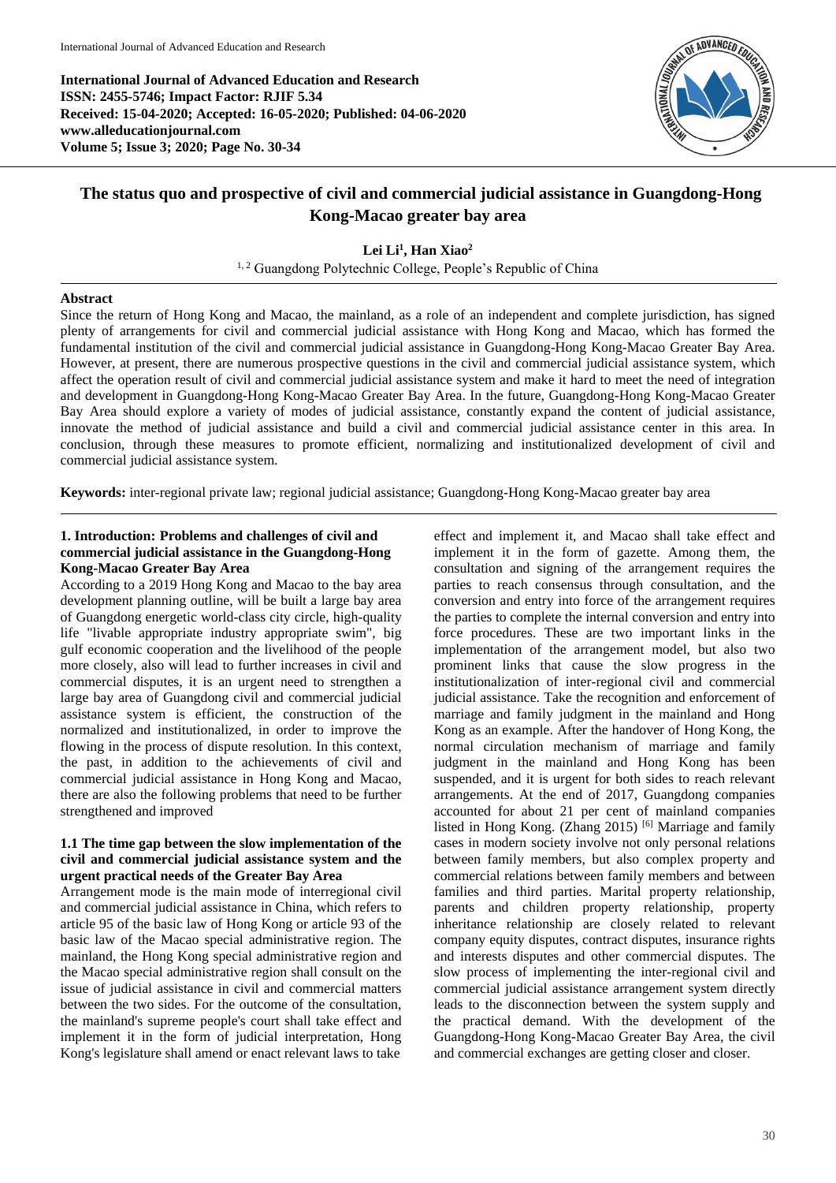International Journal of Advanced Education and Research
ISSN: 2455-5746; Impact Factor: RJIF 5.34
Received: 15-04-2020; Accepted: 16-05-2020; Published: 04-06-2020
www.alleducationjournal.com
Volume 5; Issue 3; 2020; Page No. 30-34

# The status quo and prospective of civil and commercial judicial assistance in Guangdong-Hong Kong-Macao greater bay area

**Lei Li[1], Han Xiao[2]**

[1, 2] Guangdong Polytechnic College, People's Republic of China

## Abstract

Since the return of Hong Kong and Macao, the mainland, as a role of an independent and complete jurisdiction, has signed plenty of arrangements for civil and commercial judicial assistance with Hong Kong and Macao, which has formed the fundamental institution of the civil and commercial judicial assistance in Guangdong-Hong Kong-Macao Greater Bay Area. However, at present, there are numerous prospective questions in the civil and commercial judicial assistance system, which affect the operation result of civil and commercial judicial assistance system and make it hard to meet the need of integration and development in Guangdong-Hong Kong-Macao Greater Bay Area. In the future, Guangdong-Hong Kong-Macao Greater Bay Area should explore a variety of modes of judicial assistance, constantly expand the content of judicial assistance, innovate the method of judicial assistance and build a civil and commercial judicial assistance center in this area. In conclusion, through these measures to promote efficient, normalizing and institutionalized development of civil and commercial judicial assistance system.

**Keywords:** inter-regional private law; regional judicial assistance; Guangdong-Hong Kong-Macao greater bay area

## 1. Introduction: Problems and challenges of civil and commercial judicial assistance in the Guangdong-Hong Kong-Macao Greater Bay Area

According to a 2019 Hong Kong and Macao to the bay area development planning outline, will be built a large bay area of Guangdong energetic world-class city circle, high-quality life "livable appropriate industry appropriate swim", big gulf economic cooperation and the livelihood of the people more closely, also will lead to further increases in civil and commercial disputes, it is an urgent need to strengthen a large bay area of Guangdong civil and commercial judicial assistance system is efficient, the construction of the normalized and institutionalized, in order to improve the flowing in the process of dispute resolution. In this context, the past, in addition to the achievements of civil and commercial judicial assistance in Hong Kong and Macao, there are also the following problems that need to be further strengthened and improved

### 1.1 The time gap between the slow implementation of the civil and commercial judicial assistance system and the urgent practical needs of the Greater Bay Area

Arrangement mode is the main mode of interregional civil and commercial judicial assistance in China, which refers to article 95 of the basic law of Hong Kong or article 93 of the basic law of the Macao special administrative region. The mainland, the Hong Kong special administrative region and the Macao special administrative region shall consult on the issue of judicial assistance in civil and commercial matters between the two sides. For the outcome of the consultation, the mainland's supreme people's court shall take effect and implement it in the form of judicial interpretation, Hong Kong's legislature shall amend or enact relevant laws to take effect and implement it, and Macao shall take effect and implement it in the form of gazette. Among them, the consultation and signing of the arrangement requires the parties to reach consensus through consultation, and the conversion and entry into force of the arrangement requires the parties to complete the internal conversion and entry into force procedures. These are two important links in the implementation of the arrangement model, but also two prominent links that cause the slow progress in the institutionalization of inter-regional civil and commercial judicial assistance. Take the recognition and enforcement of marriage and family judgment in the mainland and Hong Kong as an example. After the handover of Hong Kong, the normal circulation mechanism of marriage and family judgment in the mainland and Hong Kong has been suspended, and it is urgent for both sides to reach relevant arrangements. At the end of 2017, Guangdong companies accounted for about 21 per cent of mainland companies listed in Hong Kong. (Zhang 2015) [6] Marriage and family cases in modern society involve not only personal relations between family members, but also complex property and commercial relations between family members and between families and third parties. Marital property relationship, parents and children property relationship, property inheritance relationship are closely related to relevant company equity disputes, contract disputes, insurance rights and interests disputes and other commercial disputes. The slow process of implementing the inter-regional civil and commercial judicial assistance arrangement system directly leads to the disconnection between the system supply and the practical demand. With the development of the Guangdong-Hong Kong-Macao Greater Bay Area, the civil and commercial exchanges are getting closer and closer.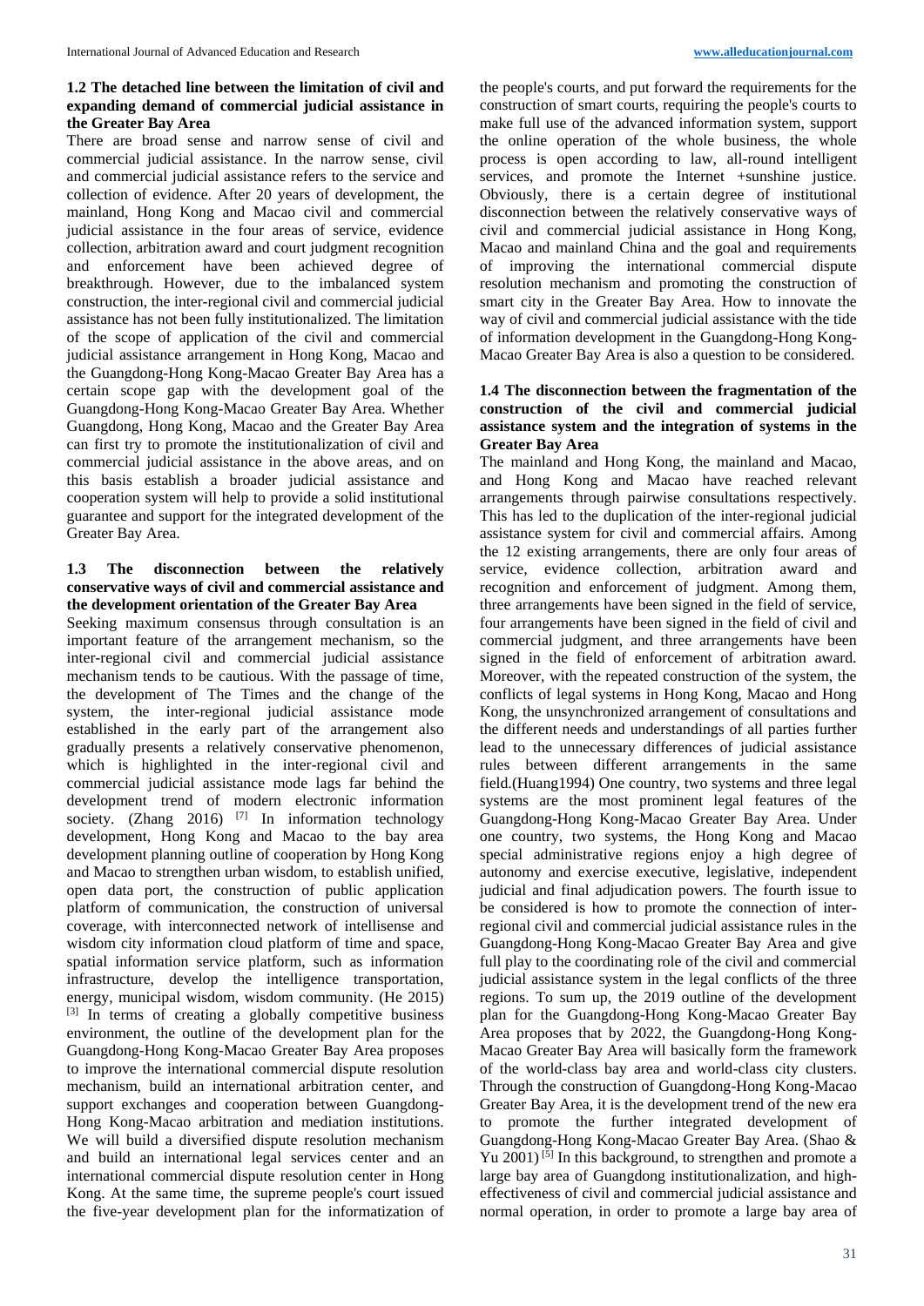### 1.2 The detached line between the limitation of civil and expanding demand of commercial judicial assistance in the Greater Bay Area

There are broad sense and narrow sense of civil and commercial judicial assistance. In the narrow sense, civil and commercial judicial assistance refers to the service and collection of evidence. After 20 years of development, the mainland, Hong Kong and Macao civil and commercial judicial assistance in the four areas of service, evidence collection, arbitration award and court judgment recognition and enforcement have been achieved degree of breakthrough. However, due to the imbalanced system construction, the inter-regional civil and commercial judicial assistance has not been fully institutionalized. The limitation of the scope of application of the civil and commercial judicial assistance arrangement in Hong Kong, Macao and the Guangdong-Hong Kong-Macao Greater Bay Area has a certain scope gap with the development goal of the Guangdong-Hong Kong-Macao Greater Bay Area. Whether Guangdong, Hong Kong, Macao and the Greater Bay Area can first try to promote the institutionalization of civil and commercial judicial assistance in the above areas, and on this basis establish a broader judicial assistance and cooperation system will help to provide a solid institutional guarantee and support for the integrated development of the Greater Bay Area.

### 1.3 The disconnection between the relatively conservative ways of civil and commercial assistance and the development orientation of the Greater Bay Area

Seeking maximum consensus through consultation is an important feature of the arrangement mechanism, so the inter-regional civil and commercial judicial assistance mechanism tends to be cautious. With the passage of time, the development of The Times and the change of the system, the inter-regional judicial assistance mode established in the early part of the arrangement also gradually presents a relatively conservative phenomenon, which is highlighted in the inter-regional civil and commercial judicial assistance mode lags far behind the development trend of modern electronic information society. (Zhang 2016) [7] In information technology development, Hong Kong and Macao to the bay area development planning outline of cooperation by Hong Kong and Macao to strengthen urban wisdom, to establish unified, open data port, the construction of public application platform of communication, the construction of universal coverage, with interconnected network of intellisense and wisdom city information cloud platform of time and space, spatial information service platform, such as information infrastructure, develop the intelligence transportation, energy, municipal wisdom, wisdom community. (He 2015) [3] In terms of creating a globally competitive business environment, the outline of the development plan for the Guangdong-Hong Kong-Macao Greater Bay Area proposes to improve the international commercial dispute resolution mechanism, build an international arbitration center, and support exchanges and cooperation between Guangdong-Hong Kong-Macao arbitration and mediation institutions. We will build a diversified dispute resolution mechanism and build an international legal services center and an international commercial dispute resolution center in Hong Kong. At the same time, the supreme people's court issued the five-year development plan for the informatization of the people's courts, and put forward the requirements for the construction of smart courts, requiring the people's courts to make full use of the advanced information system, support the online operation of the whole business, the whole process is open according to law, all-round intelligent services, and promote the Internet +sunshine justice. Obviously, there is a certain degree of institutional disconnection between the relatively conservative ways of civil and commercial judicial assistance in Hong Kong, Macao and mainland China and the goal and requirements of improving the international commercial dispute resolution mechanism and promoting the construction of smart city in the Greater Bay Area. How to innovate the way of civil and commercial judicial assistance with the tide of information development in the Guangdong-Hong Kong-Macao Greater Bay Area is also a question to be considered.

### 1.4 The disconnection between the fragmentation of the construction of the civil and commercial judicial assistance system and the integration of systems in the Greater Bay Area

The mainland and Hong Kong, the mainland and Macao, and Hong Kong and Macao have reached relevant arrangements through pairwise consultations respectively. This has led to the duplication of the inter-regional judicial assistance system for civil and commercial affairs. Among the 12 existing arrangements, there are only four areas of service, evidence collection, arbitration award and recognition and enforcement of judgment. Among them, three arrangements have been signed in the field of service, four arrangements have been signed in the field of civil and commercial judgment, and three arrangements have been signed in the field of enforcement of arbitration award. Moreover, with the repeated construction of the system, the conflicts of legal systems in Hong Kong, Macao and Hong Kong, the unsynchronized arrangement of consultations and the different needs and understandings of all parties further lead to the unnecessary differences of judicial assistance rules between different arrangements in the same field.(Huang1994) One country, two systems and three legal systems are the most prominent legal features of the Guangdong-Hong Kong-Macao Greater Bay Area. Under one country, two systems, the Hong Kong and Macao special administrative regions enjoy a high degree of autonomy and exercise executive, legislative, independent judicial and final adjudication powers. The fourth issue to be considered is how to promote the connection of inter-regional civil and commercial judicial assistance rules in the Guangdong-Hong Kong-Macao Greater Bay Area and give full play to the coordinating role of the civil and commercial judicial assistance system in the legal conflicts of the three regions. To sum up, the 2019 outline of the development plan for the Guangdong-Hong Kong-Macao Greater Bay Area proposes that by 2022, the Guangdong-Hong Kong-Macao Greater Bay Area will basically form the framework of the world-class bay area and world-class city clusters. Through the construction of Guangdong-Hong Kong-Macao Greater Bay Area, it is the development trend of the new era to promote the further integrated development of Guangdong-Hong Kong-Macao Greater Bay Area. (Shao & Yu 2001) [5] In this background, to strengthen and promote a large bay area of Guangdong institutionalization, and high-effectiveness of civil and commercial judicial assistance and normal operation, in order to promote a large bay area of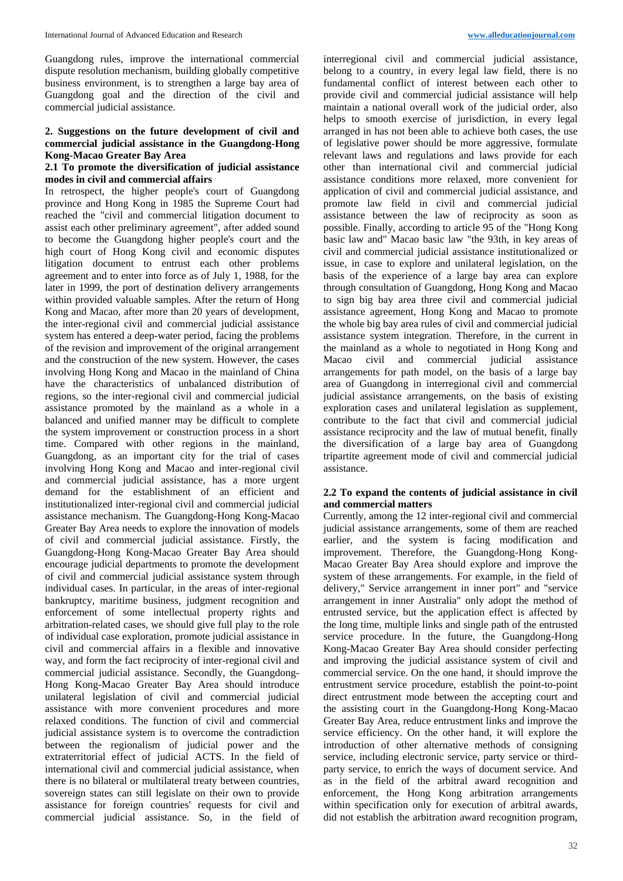Guangdong rules, improve the international commercial dispute resolution mechanism, building globally competitive business environment, is to strengthen a large bay area of Guangdong goal and the direction of the civil and commercial judicial assistance.

## 2. Suggestions on the future development of civil and commercial judicial assistance in the Guangdong-Hong Kong-Macao Greater Bay Area

### 2.1 To promote the diversification of judicial assistance modes in civil and commercial affairs

In retrospect, the higher people's court of Guangdong province and Hong Kong in 1985 the Supreme Court had reached the "civil and commercial litigation document to assist each other preliminary agreement", after added sound to become the Guangdong higher people's court and the high court of Hong Kong civil and economic disputes litigation document to entrust each other problems agreement and to enter into force as of July 1, 1988, for the later in 1999, the port of destination delivery arrangements within provided valuable samples. After the return of Hong Kong and Macao, after more than 20 years of development, the inter-regional civil and commercial judicial assistance system has entered a deep-water period, facing the problems of the revision and improvement of the original arrangement and the construction of the new system. However, the cases involving Hong Kong and Macao in the mainland of China have the characteristics of unbalanced distribution of regions, so the inter-regional civil and commercial judicial assistance promoted by the mainland as a whole in a balanced and unified manner may be difficult to complete the system improvement or construction process in a short time. Compared with other regions in the mainland, Guangdong, as an important city for the trial of cases involving Hong Kong and Macao and inter-regional civil and commercial judicial assistance, has a more urgent demand for the establishment of an efficient and institutionalized inter-regional civil and commercial judicial assistance mechanism. The Guangdong-Hong Kong-Macao Greater Bay Area needs to explore the innovation of models of civil and commercial judicial assistance. Firstly, the Guangdong-Hong Kong-Macao Greater Bay Area should encourage judicial departments to promote the development of civil and commercial judicial assistance system through individual cases. In particular, in the areas of inter-regional bankruptcy, maritime business, judgment recognition and enforcement of some intellectual property rights and arbitration-related cases, we should give full play to the role of individual case exploration, promote judicial assistance in civil and commercial affairs in a flexible and innovative way, and form the fact reciprocity of inter-regional civil and commercial judicial assistance. Secondly, the Guangdong-Hong Kong-Macao Greater Bay Area should introduce unilateral legislation of civil and commercial judicial assistance with more convenient procedures and more relaxed conditions. The function of civil and commercial judicial assistance system is to overcome the contradiction between the regionalism of judicial power and the extraterritorial effect of judicial ACTS. In the field of international civil and commercial judicial assistance, when there is no bilateral or multilateral treaty between countries, sovereign states can still legislate on their own to provide assistance for foreign countries' requests for civil and commercial judicial assistance. So, in the field of interregional civil and commercial judicial assistance, belong to a country, in every legal law field, there is no fundamental conflict of interest between each other to provide civil and commercial judicial assistance will help maintain a national overall work of the judicial order, also helps to smooth exercise of jurisdiction, in every legal arranged in has not been able to achieve both cases, the use of legislative power should be more aggressive, formulate relevant laws and regulations and laws provide for each other than international civil and commercial judicial assistance conditions more relaxed, more convenient for application of civil and commercial judicial assistance, and promote law field in civil and commercial judicial assistance between the law of reciprocity as soon as possible. Finally, according to article 95 of the "Hong Kong basic law and" Macao basic law "the 93th, in key areas of civil and commercial judicial assistance institutionalized or issue, in case to explore and unilateral legislation, on the basis of the experience of a large bay area can explore through consultation of Guangdong, Hong Kong and Macao to sign big bay area three civil and commercial judicial assistance agreement, Hong Kong and Macao to promote the whole big bay area rules of civil and commercial judicial assistance system integration. Therefore, in the current in the mainland as a whole to negotiated in Hong Kong and Macao civil and commercial judicial assistance arrangements for path model, on the basis of a large bay area of Guangdong in interregional civil and commercial judicial assistance arrangements, on the basis of existing exploration cases and unilateral legislation as supplement, contribute to the fact that civil and commercial judicial assistance reciprocity and the law of mutual benefit, finally the diversification of a large bay area of Guangdong tripartite agreement mode of civil and commercial judicial assistance.

### 2.2 To expand the contents of judicial assistance in civil and commercial matters

Currently, among the 12 inter-regional civil and commercial judicial assistance arrangements, some of them are reached earlier, and the system is facing modification and improvement. Therefore, the Guangdong-Hong Kong-Macao Greater Bay Area should explore and improve the system of these arrangements. For example, in the field of delivery," Service arrangement in inner port" and "service arrangement in inner Australia" only adopt the method of entrusted service, but the application effect is affected by the long time, multiple links and single path of the entrusted service procedure. In the future, the Guangdong-Hong Kong-Macao Greater Bay Area should consider perfecting and improving the judicial assistance system of civil and commercial service. On the one hand, it should improve the entrustment service procedure, establish the point-to-point direct entrustment mode between the accepting court and the assisting court in the Guangdong-Hong Kong-Macao Greater Bay Area, reduce entrustment links and improve the service efficiency. On the other hand, it will explore the introduction of other alternative methods of consigning service, including electronic service, party service or third-party service, to enrich the ways of document service. And as in the field of the arbitral award recognition and enforcement, the Hong Kong arbitration arrangements within specification only for execution of arbitral awards, did not establish the arbitration award recognition program,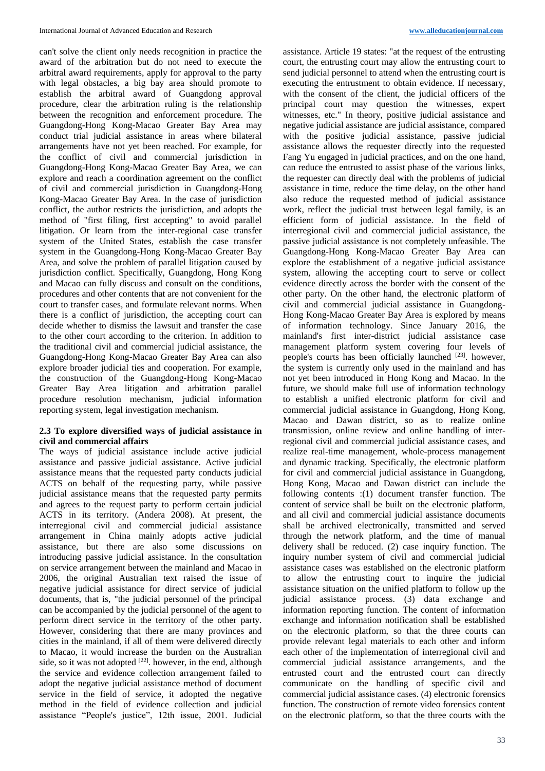can't solve the client only needs recognition in practice the award of the arbitration but do not need to execute the arbitral award requirements, apply for approval to the party with legal obstacles, a big bay area should promote to establish the arbitral award of Guangdong approval procedure, clear the arbitration ruling is the relationship between the recognition and enforcement procedure. The Guangdong-Hong Kong-Macao Greater Bay Area may conduct trial judicial assistance in areas where bilateral arrangements have not yet been reached. For example, for the conflict of civil and commercial jurisdiction in Guangdong-Hong Kong-Macao Greater Bay Area, we can explore and reach a coordination agreement on the conflict of civil and commercial jurisdiction in Guangdong-Hong Kong-Macao Greater Bay Area. In the case of jurisdiction conflict, the author restricts the jurisdiction, and adopts the method of "first filing, first accepting" to avoid parallel litigation. Or learn from the inter-regional case transfer system of the United States, establish the case transfer system in the Guangdong-Hong Kong-Macao Greater Bay Area, and solve the problem of parallel litigation caused by jurisdiction conflict. Specifically, Guangdong, Hong Kong and Macao can fully discuss and consult on the conditions, procedures and other contents that are not convenient for the court to transfer cases, and formulate relevant norms. When there is a conflict of jurisdiction, the accepting court can decide whether to dismiss the lawsuit and transfer the case to the other court according to the criterion. In addition to the traditional civil and commercial judicial assistance, the Guangdong-Hong Kong-Macao Greater Bay Area can also explore broader judicial ties and cooperation. For example, the construction of the Guangdong-Hong Kong-Macao Greater Bay Area litigation and arbitration parallel procedure resolution mechanism, judicial information reporting system, legal investigation mechanism.

### 2.3 To explore diversified ways of judicial assistance in civil and commercial affairs

The ways of judicial assistance include active judicial assistance and passive judicial assistance. Active judicial assistance means that the requested party conducts judicial ACTS on behalf of the requesting party, while passive judicial assistance means that the requested party permits and agrees to the request party to perform certain judicial ACTS in its territory. (Andera 2008). At present, the interregional civil and commercial judicial assistance arrangement in China mainly adopts active judicial assistance, but there are also some discussions on introducing passive judicial assistance. In the consultation on service arrangement between the mainland and Macao in 2006, the original Australian text raised the issue of negative judicial assistance for direct service of judicial documents, that is, "the judicial personnel of the principal can be accompanied by the judicial personnel of the agent to perform direct service in the territory of the other party. However, considering that there are many provinces and cities in the mainland, if all of them were delivered directly to Macao, it would increase the burden on the Australian side, so it was not adopted [22]. however, in the end, although the service and evidence collection arrangement failed to adopt the negative judicial assistance method of document service in the field of service, it adopted the negative method in the field of evidence collection and judicial assistance "People's justice", 12th issue, 2001. Judicial assistance. Article 19 states: "at the request of the entrusting court, the entrusting court may allow the entrusting court to send judicial personnel to attend when the entrusting court is executing the entrustment to obtain evidence. If necessary, with the consent of the client, the judicial officers of the principal court may question the witnesses, expert witnesses, etc." In theory, positive judicial assistance and negative judicial assistance are judicial assistance, compared with the positive judicial assistance, passive judicial assistance allows the requester directly into the requested Fang Yu engaged in judicial practices, and on the one hand, can reduce the entrusted to assist phase of the various links, the requester can directly deal with the problems of judicial assistance in time, reduce the time delay, on the other hand also reduce the requested method of judicial assistance work, reflect the judicial trust between legal family, is an efficient form of judicial assistance. In the field of interregional civil and commercial judicial assistance, the passive judicial assistance is not completely unfeasible. The Guangdong-Hong Kong-Macao Greater Bay Area can explore the establishment of a negative judicial assistance system, allowing the accepting court to serve or collect evidence directly across the border with the consent of the other party. On the other hand, the electronic platform of civil and commercial judicial assistance in Guangdong-Hong Kong-Macao Greater Bay Area is explored by means of information technology. Since January 2016, the mainland's first inter-district judicial assistance case management platform system covering four levels of people's courts has been officially launched [23]. however, the system is currently only used in the mainland and has not yet been introduced in Hong Kong and Macao. In the future, we should make full use of information technology to establish a unified electronic platform for civil and commercial judicial assistance in Guangdong, Hong Kong, Macao and Dawan district, so as to realize online transmission, online review and online handling of inter-regional civil and commercial judicial assistance cases, and realize real-time management, whole-process management and dynamic tracking. Specifically, the electronic platform for civil and commercial judicial assistance in Guangdong, Hong Kong, Macao and Dawan district can include the following contents :(1) document transfer function. The content of service shall be built on the electronic platform, and all civil and commercial judicial assistance documents shall be archived electronically, transmitted and served through the network platform, and the time of manual delivery shall be reduced. (2) case inquiry function. The inquiry number system of civil and commercial judicial assistance cases was established on the electronic platform to allow the entrusting court to inquire the judicial assistance situation on the unified platform to follow up the judicial assistance process. (3) data exchange and information reporting function. The content of information exchange and information notification shall be established on the electronic platform, so that the three courts can provide relevant legal materials to each other and inform each other of the implementation of interregional civil and commercial judicial assistance arrangements, and the entrusted court and the entrusted court can directly communicate on the handling of specific civil and commercial judicial assistance cases. (4) electronic forensics function. The construction of remote video forensics content on the electronic platform, so that the three courts with the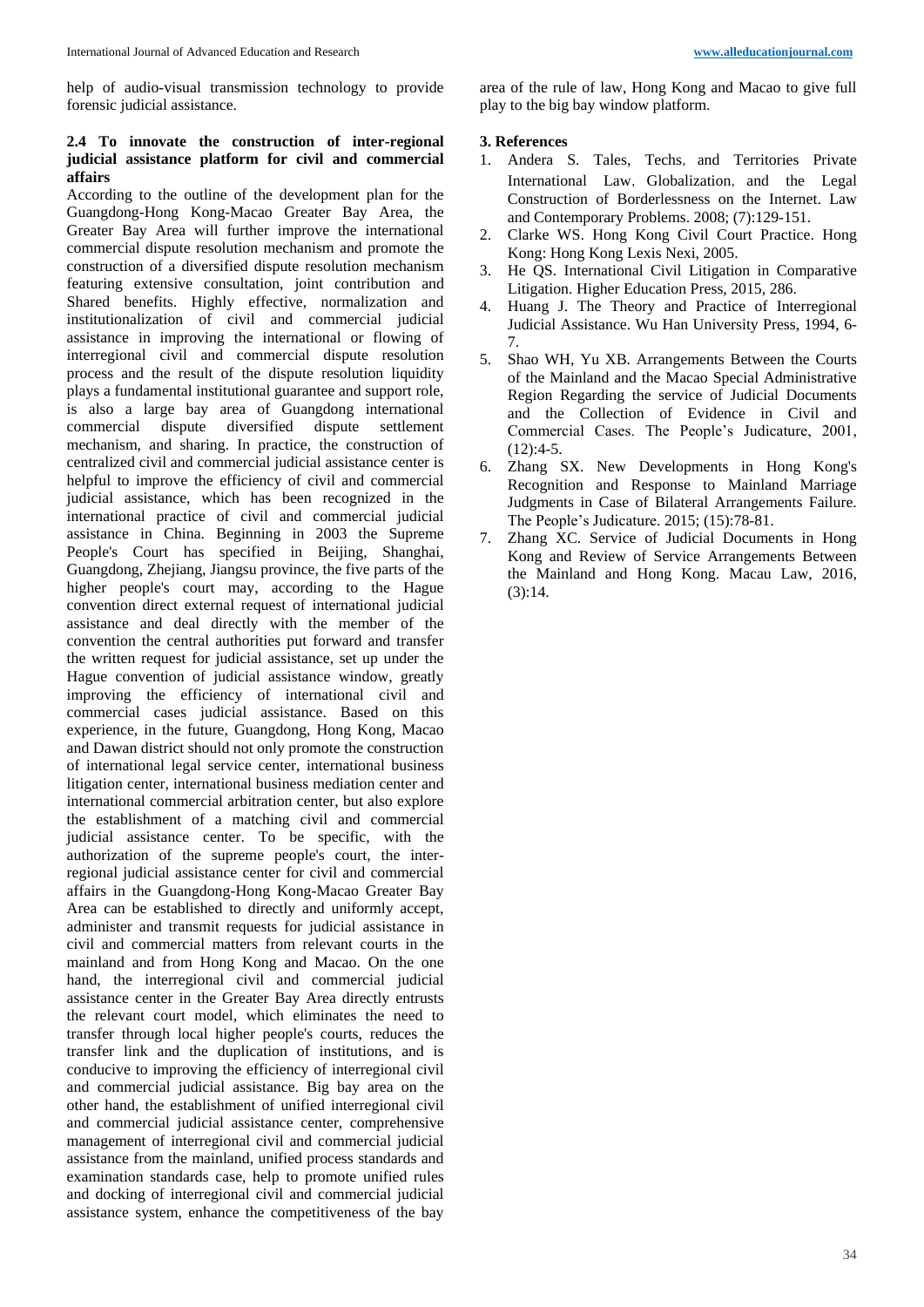help of audio-visual transmission technology to provide forensic judicial assistance.

### 2.4 To innovate the construction of inter-regional judicial assistance platform for civil and commercial affairs

According to the outline of the development plan for the Guangdong-Hong Kong-Macao Greater Bay Area, the Greater Bay Area will further improve the international commercial dispute resolution mechanism and promote the construction of a diversified dispute resolution mechanism featuring extensive consultation, joint contribution and Shared benefits. Highly effective, normalization and institutionalization of civil and commercial judicial assistance in improving the international or flowing of interregional civil and commercial dispute resolution process and the result of the dispute resolution liquidity plays a fundamental institutional guarantee and support role, is also a large bay area of Guangdong international commercial dispute diversified dispute settlement mechanism, and sharing. In practice, the construction of centralized civil and commercial judicial assistance center is helpful to improve the efficiency of civil and commercial judicial assistance, which has been recognized in the international practice of civil and commercial judicial assistance in China. Beginning in 2003 the Supreme People's Court has specified in Beijing, Shanghai, Guangdong, Zhejiang, Jiangsu province, the five parts of the higher people's court may, according to the Hague convention direct external request of international judicial assistance and deal directly with the member of the convention the central authorities put forward and transfer the written request for judicial assistance, set up under the Hague convention of judicial assistance window, greatly improving the efficiency of international civil and commercial cases judicial assistance. Based on this experience, in the future, Guangdong, Hong Kong, Macao and Dawan district should not only promote the construction of international legal service center, international business litigation center, international business mediation center and international commercial arbitration center, but also explore the establishment of a matching civil and commercial judicial assistance center. To be specific, with the authorization of the supreme people's court, the inter-regional judicial assistance center for civil and commercial affairs in the Guangdong-Hong Kong-Macao Greater Bay Area can be established to directly and uniformly accept, administer and transmit requests for judicial assistance in civil and commercial matters from relevant courts in the mainland and from Hong Kong and Macao. On the one hand, the interregional civil and commercial judicial assistance center in the Greater Bay Area directly entrusts the relevant court model, which eliminates the need to transfer through local higher people's courts, reduces the transfer link and the duplication of institutions, and is conducive to improving the efficiency of interregional civil and commercial judicial assistance. Big bay area on the other hand, the establishment of unified interregional civil and commercial judicial assistance center, comprehensive management of interregional civil and commercial judicial assistance from the mainland, unified process standards and examination standards case, help to promote unified rules and docking of interregional civil and commercial judicial assistance system, enhance the competitiveness of the bay area of the rule of law, Hong Kong and Macao to give full play to the big bay window platform.

## 3. References

1. Andera S. Tales, Techs, and Territories Private International Law, Globalization, and the Legal Construction of Borderlessness on the Internet. Law and Contemporary Problems. 2008; (7):129-151.
2. Clarke WS. Hong Kong Civil Court Practice. Hong Kong: Hong Kong Lexis Nexi, 2005.
3. He QS. International Civil Litigation in Comparative Litigation. Higher Education Press, 2015, 286.
4. Huang J. The Theory and Practice of Interregional Judicial Assistance. Wu Han University Press, 1994, 6-7.
5. Shao WH, Yu XB. Arrangements Between the Courts of the Mainland and the Macao Special Administrative Region Regarding the service of Judicial Documents and the Collection of Evidence in Civil and Commercial Cases. The People's Judicature, 2001, (12):4-5.
6. Zhang SX. New Developments in Hong Kong's Recognition and Response to Mainland Marriage Judgments in Case of Bilateral Arrangements Failure. The People's Judicature. 2015; (15):78-81.
7. Zhang XC. Service of Judicial Documents in Hong Kong and Review of Service Arrangements Between the Mainland and Hong Kong. Macau Law, 2016, (3):14.